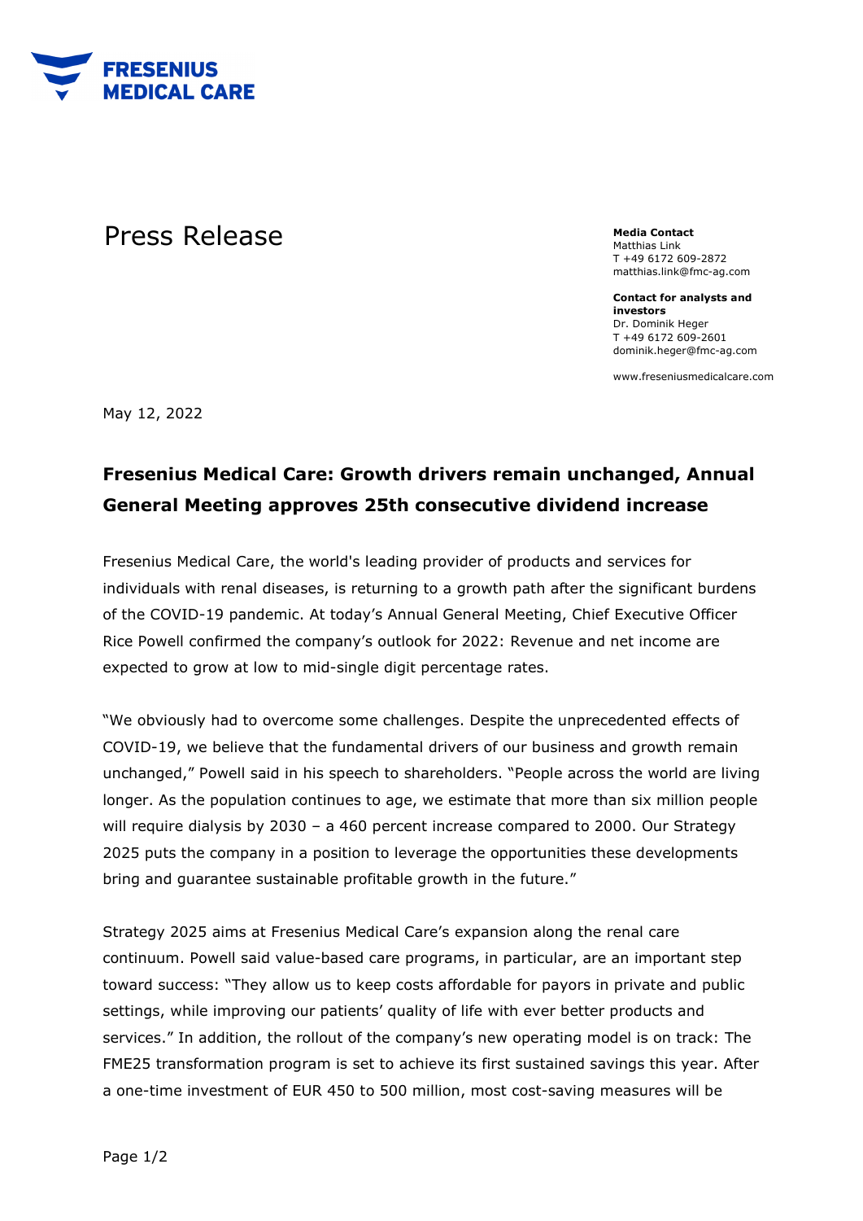# Press Release

**Media Contact**
Matthias Link
T +49 6172 609-2872
matthias.link@fmc-ag.com

**Contact for analysts and investors**
Dr. Dominik Heger
T +49 6172 609-2601
dominik.heger@fmc-ag.com

www.freseniusmedicalcare.com

May 12, 2022

## Fresenius Medical Care: Growth drivers remain unchanged, Annual General Meeting approves 25th consecutive dividend increase

Fresenius Medical Care, the world's leading provider of products and services for individuals with renal diseases, is returning to a growth path after the significant burdens of the COVID-19 pandemic. At today's Annual General Meeting, Chief Executive Officer Rice Powell confirmed the company's outlook for 2022: Revenue and net income are expected to grow at low to mid-single digit percentage rates.

"We obviously had to overcome some challenges. Despite the unprecedented effects of COVID-19, we believe that the fundamental drivers of our business and growth remain unchanged," Powell said in his speech to shareholders. "People across the world are living longer. As the population continues to age, we estimate that more than six million people will require dialysis by 2030 – a 460 percent increase compared to 2000. Our Strategy 2025 puts the company in a position to leverage the opportunities these developments bring and guarantee sustainable profitable growth in the future."

Strategy 2025 aims at Fresenius Medical Care's expansion along the renal care continuum. Powell said value-based care programs, in particular, are an important step toward success: "They allow us to keep costs affordable for payors in private and public settings, while improving our patients' quality of life with ever better products and services." In addition, the rollout of the company's new operating model is on track: The FME25 transformation program is set to achieve its first sustained savings this year. After a one-time investment of EUR 450 to 500 million, most cost-saving measures will be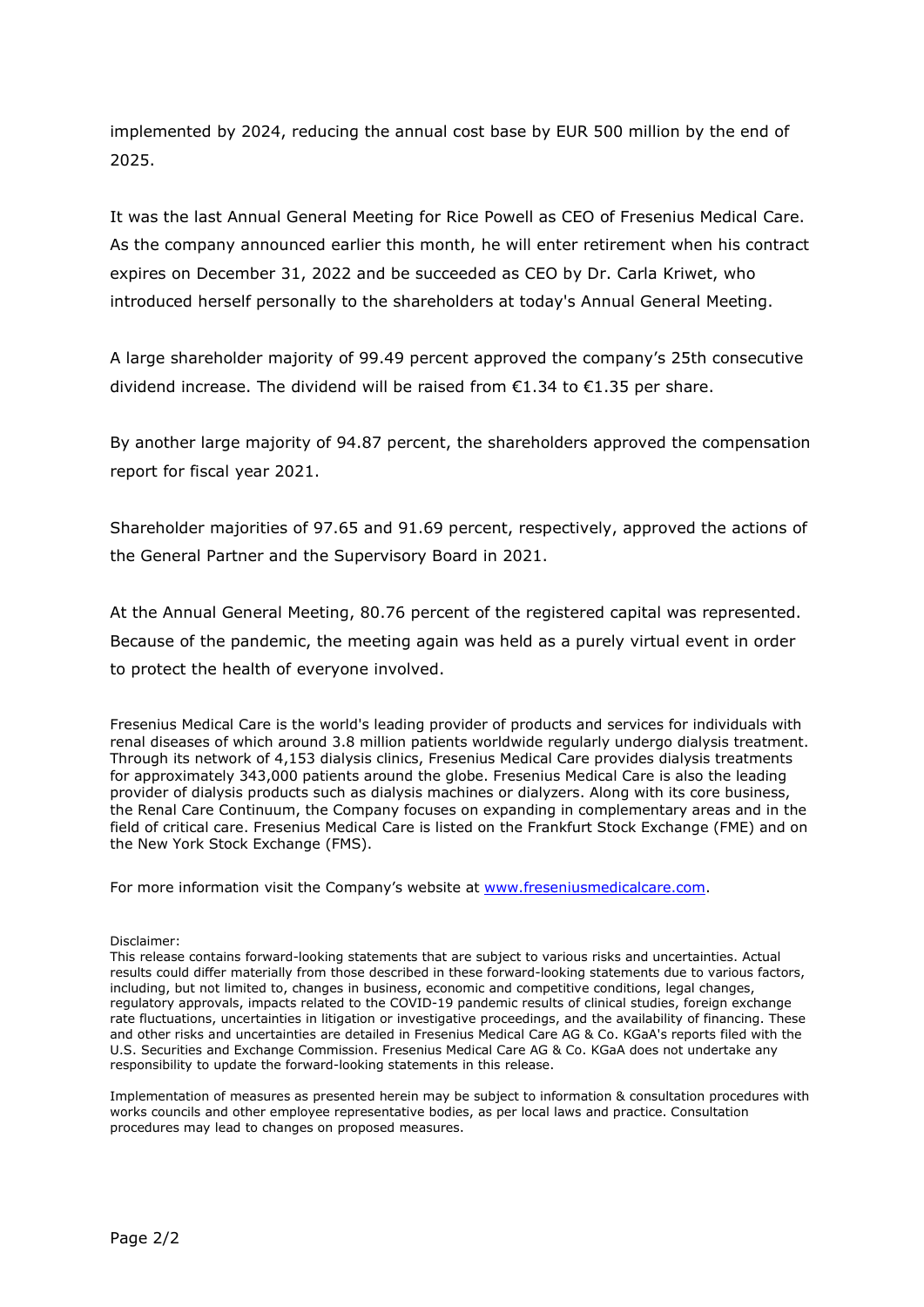implemented by 2024, reducing the annual cost base by EUR 500 million by the end of 2025.

It was the last Annual General Meeting for Rice Powell as CEO of Fresenius Medical Care. As the company announced earlier this month, he will enter retirement when his contract expires on December 31, 2022 and be succeeded as CEO by Dr. Carla Kriwet, who introduced herself personally to the shareholders at today's Annual General Meeting.

A large shareholder majority of 99.49 percent approved the company's 25th consecutive dividend increase. The dividend will be raised from €1.34 to €1.35 per share.

By another large majority of 94.87 percent, the shareholders approved the compensation report for fiscal year 2021.

Shareholder majorities of 97.65 and 91.69 percent, respectively, approved the actions of the General Partner and the Supervisory Board in 2021.

At the Annual General Meeting, 80.76 percent of the registered capital was represented. Because of the pandemic, the meeting again was held as a purely virtual event in order to protect the health of everyone involved.

Fresenius Medical Care is the world's leading provider of products and services for individuals with renal diseases of which around 3.8 million patients worldwide regularly undergo dialysis treatment. Through its network of 4,153 dialysis clinics, Fresenius Medical Care provides dialysis treatments for approximately 343,000 patients around the globe. Fresenius Medical Care is also the leading provider of dialysis products such as dialysis machines or dialyzers. Along with its core business, the Renal Care Continuum, the Company focuses on expanding in complementary areas and in the field of critical care. Fresenius Medical Care is listed on the Frankfurt Stock Exchange (FME) and on the New York Stock Exchange (FMS).

For more information visit the Company's website at [www.freseniusmedicalcare.com](http://www.freseniusmedicalcare.com).

Disclaimer:
This release contains forward-looking statements that are subject to various risks and uncertainties. Actual results could differ materially from those described in these forward-looking statements due to various factors, including, but not limited to, changes in business, economic and competitive conditions, legal changes, regulatory approvals, impacts related to the COVID-19 pandemic results of clinical studies, foreign exchange rate fluctuations, uncertainties in litigation or investigative proceedings, and the availability of financing. These and other risks and uncertainties are detailed in Fresenius Medical Care AG & Co. KGaA's reports filed with the U.S. Securities and Exchange Commission. Fresenius Medical Care AG & Co. KGaA does not undertake any responsibility to update the forward-looking statements in this release.

Implementation of measures as presented herein may be subject to information & consultation procedures with works councils and other employee representative bodies, as per local laws and practice. Consultation procedures may lead to changes on proposed measures.